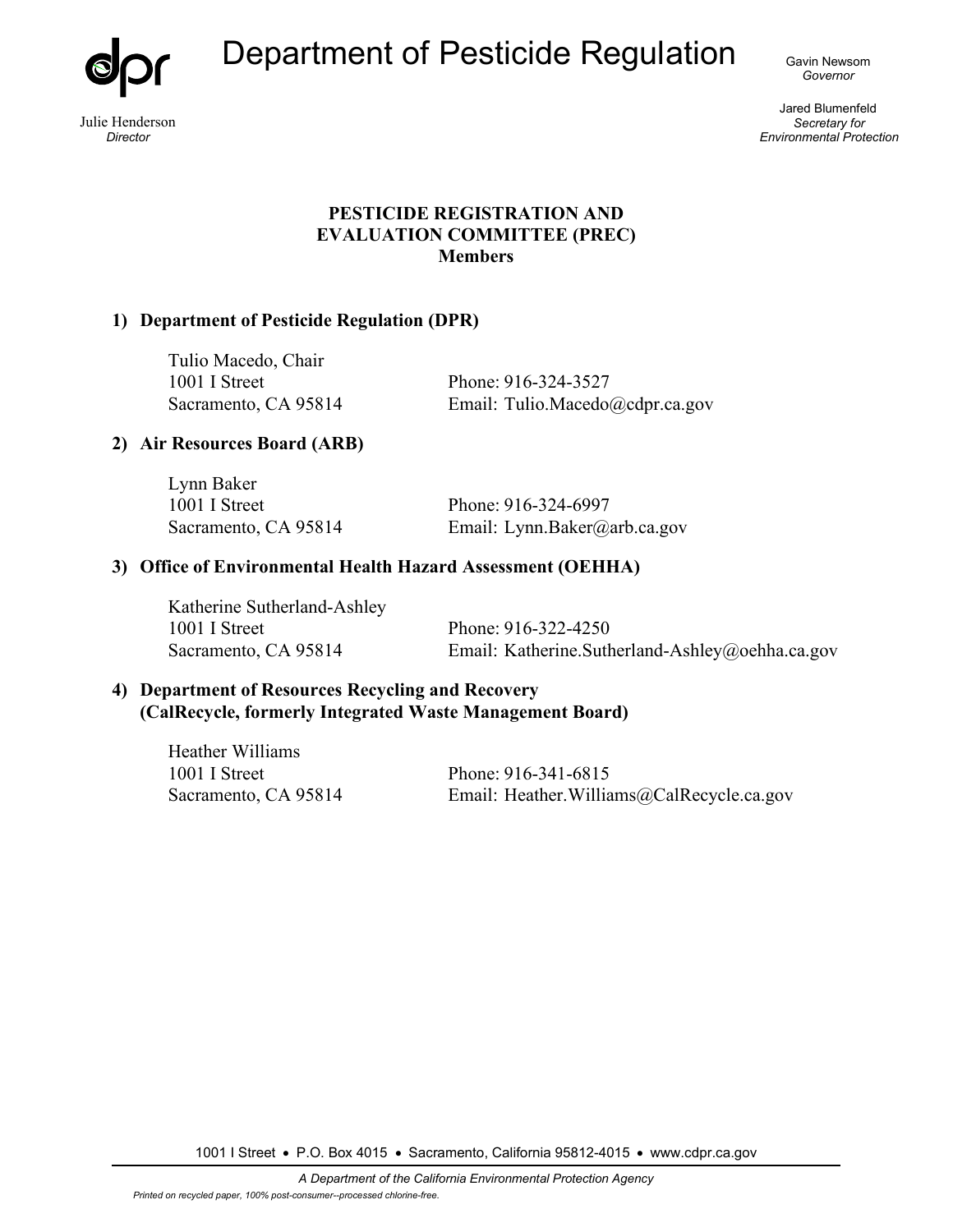# Department of Pesticide Regulation

Julie Henderson
*Director*

Gavin Newsom
*Governor*

Jared Blumenfeld
*Secretary for Environmental Protection*

**PESTICIDE REGISTRATION AND EVALUATION COMMITTEE (PREC)**
**Members**

**1) Department of Pesticide Regulation (DPR)**

Tulio Macedo, Chair
1001 I Street — Phone: 916-324-3527
Sacramento, CA 95814 — Email: Tulio.Macedo@cdpr.ca.gov

**2) Air Resources Board (ARB)**

Lynn Baker
1001 I Street — Phone: 916-324-6997
Sacramento, CA 95814 — Email: Lynn.Baker@arb.ca.gov

**3) Office of Environmental Health Hazard Assessment (OEHHA)**

Katherine Sutherland-Ashley
1001 I Street — Phone: 916-322-4250
Sacramento, CA 95814 — Email: Katherine.Sutherland-Ashley@oehha.ca.gov

**4) Department of Resources Recycling and Recovery (CalRecycle, formerly Integrated Waste Management Board)**

Heather Williams
1001 I Street — Phone: 916-341-6815
Sacramento, CA 95814 — Email: Heather.Williams@CalRecycle.ca.gov

1001 I Street • P.O. Box 4015 • Sacramento, California 95812-4015 • www.cdpr.ca.gov

*A Department of the California Environmental Protection Agency*

*Printed on recycled paper, 100% post-consumer--processed chlorine-free.*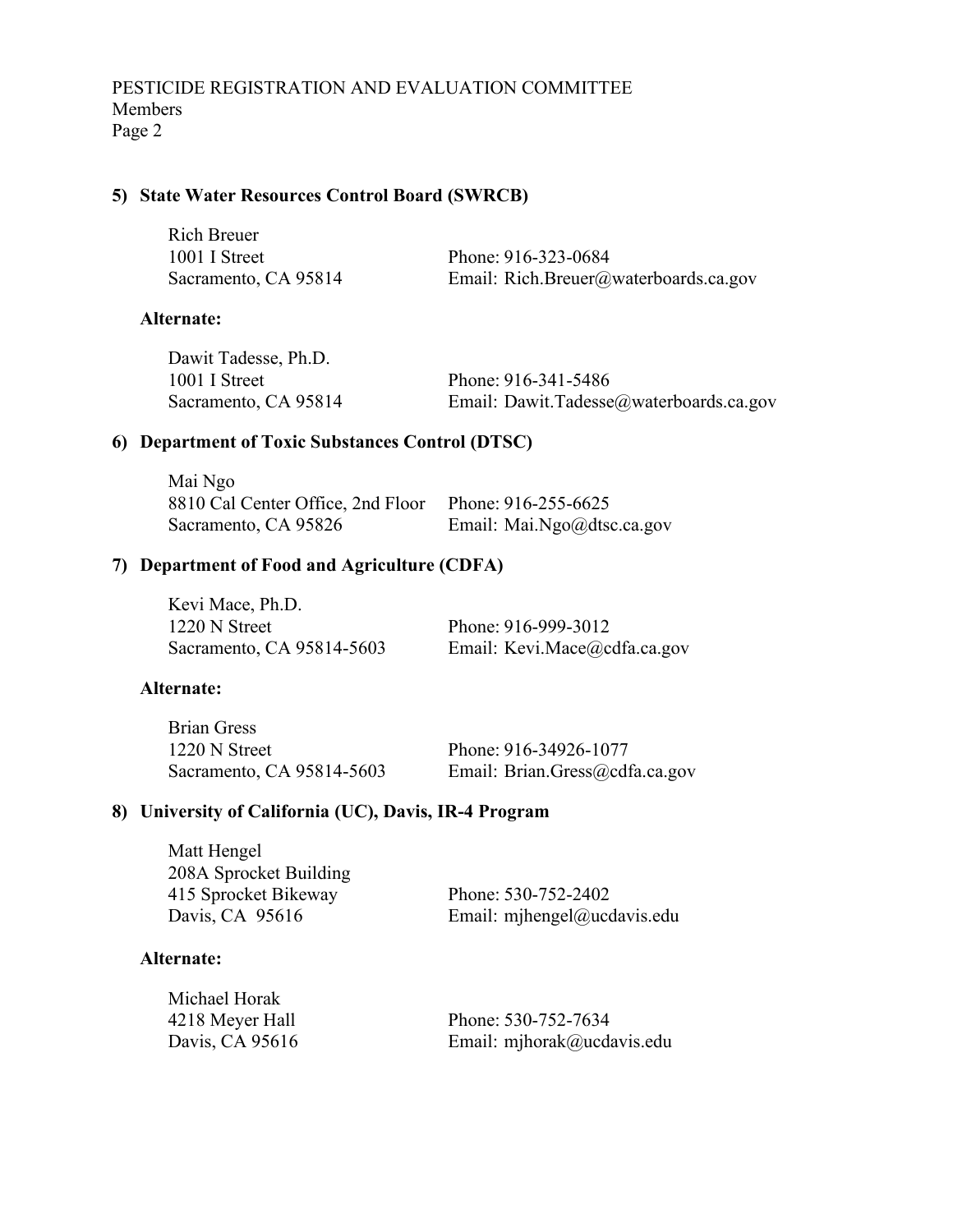### 5) State Water Resources Control Board (SWRCB)

Rich Breuer
1001 I Street
Sacramento, CA 95814

Phone: 916-323-0684
Email: Rich.Breuer@waterboards.ca.gov

**Alternate:**

Dawit Tadesse, Ph.D.
1001 I Street
Sacramento, CA 95814

Phone: 916-341-5486
Email: Dawit.Tadesse@waterboards.ca.gov

### 6) Department of Toxic Substances Control (DTSC)

Mai Ngo
8810 Cal Center Office, 2nd Floor
Sacramento, CA 95826

Phone: 916-255-6625
Email: Mai.Ngo@dtsc.ca.gov

### 7) Department of Food and Agriculture (CDFA)

Kevi Mace, Ph.D.
1220 N Street
Sacramento, CA 95814-5603

Phone: 916-999-3012
Email: Kevi.Mace@cdfa.ca.gov

**Alternate:**

Brian Gress
1220 N Street
Sacramento, CA 95814-5603

Phone: 916-34926-1077
Email: Brian.Gress@cdfa.ca.gov

### 8) University of California (UC), Davis, IR-4 Program

Matt Hengel
208A Sprocket Building
415 Sprocket Bikeway
Davis, CA 95616

Phone: 530-752-2402
Email: mjhengel@ucdavis.edu

**Alternate:**

Michael Horak
4218 Meyer Hall
Davis, CA 95616

Phone: 530-752-7634
Email: mjhorak@ucdavis.edu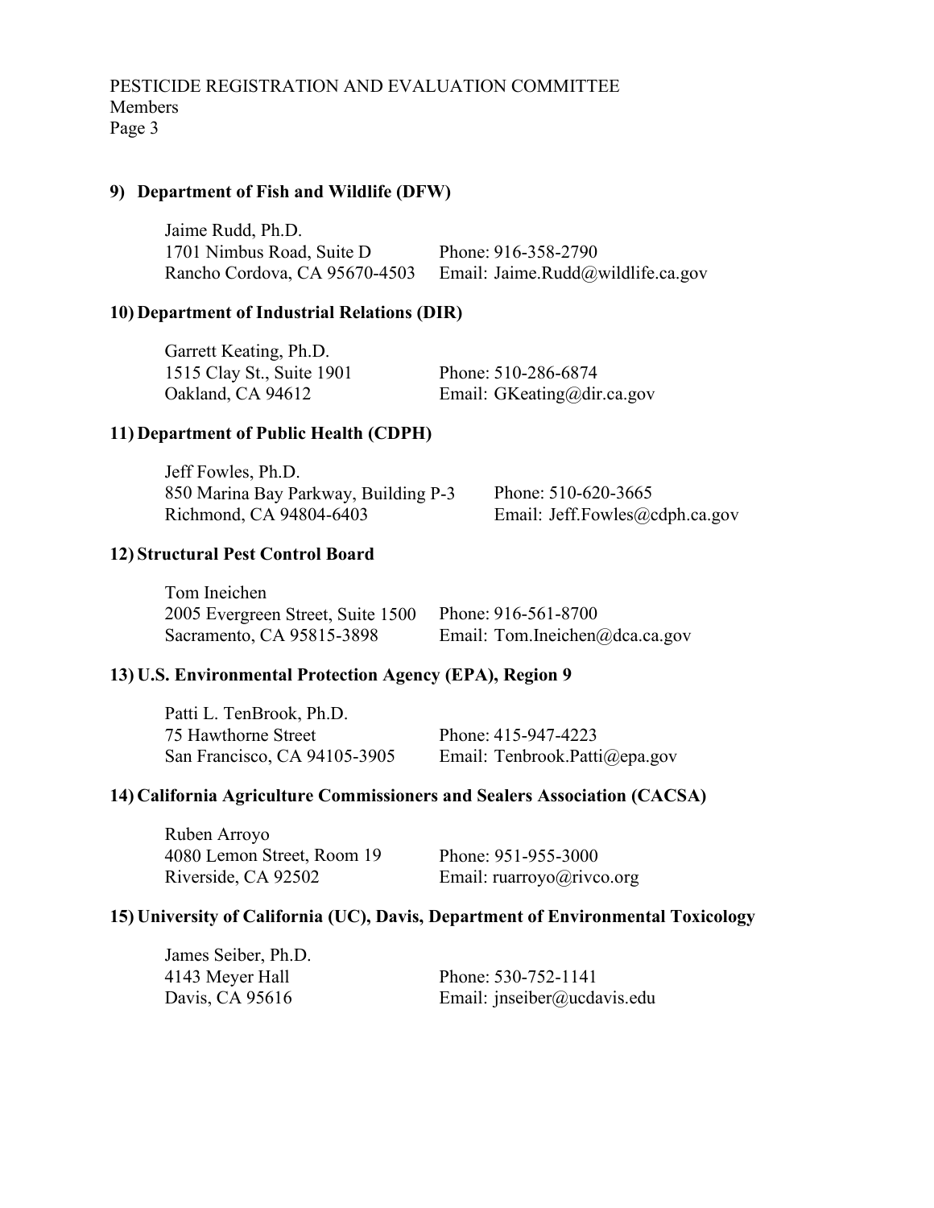### 9) Department of Fish and Wildlife (DFW)

Jaime Rudd, Ph.D.
1701 Nimbus Road, Suite D
Rancho Cordova, CA 95670-4503

Phone: 916-358-2790
Email: Jaime.Rudd@wildlife.ca.gov

### 10) Department of Industrial Relations (DIR)

Garrett Keating, Ph.D.
1515 Clay St., Suite 1901
Oakland, CA 94612

Phone: 510-286-6874
Email: GKeating@dir.ca.gov

### 11) Department of Public Health (CDPH)

Jeff Fowles, Ph.D.
850 Marina Bay Parkway, Building P-3
Richmond, CA 94804-6403

Phone: 510-620-3665
Email: Jeff.Fowles@cdph.ca.gov

### 12) Structural Pest Control Board

Tom Ineichen
2005 Evergreen Street, Suite 1500
Sacramento, CA 95815-3898

Phone: 916-561-8700
Email: Tom.Ineichen@dca.ca.gov

### 13) U.S. Environmental Protection Agency (EPA), Region 9

Patti L. TenBrook, Ph.D.
75 Hawthorne Street
San Francisco, CA 94105-3905

Phone: 415-947-4223
Email: Tenbrook.Patti@epa.gov

### 14) California Agriculture Commissioners and Sealers Association (CACSA)

Ruben Arroyo
4080 Lemon Street, Room 19
Riverside, CA 92502

Phone: 951-955-3000
Email: ruarroyo@rivco.org

### 15) University of California (UC), Davis, Department of Environmental Toxicology

James Seiber, Ph.D.
4143 Meyer Hall
Davis, CA 95616

Phone: 530-752-1141
Email: jnseiber@ucdavis.edu